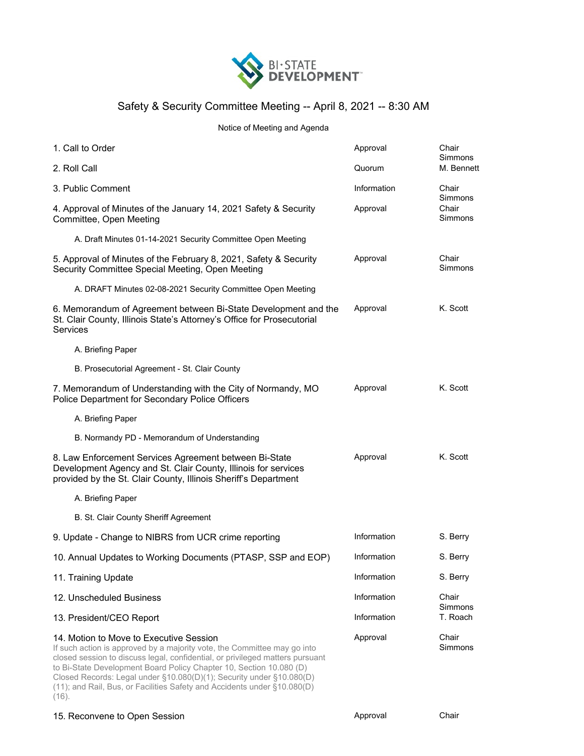BI·STATE DEVELOPMENT™

# Safety & Security Committee Meeting -- April 8, 2021 -- 8:30 AM

Notice of Meeting and Agenda

| Item | Action | Presenter |
|---|---|---|
| 1. Call to Order | Approval | Chair Simmons |
| 2. Roll Call | Quorum | M. Bennett |
| 3. Public Comment | Information | Chair Simmons |
| 4. Approval of Minutes of the January 14, 2021 Safety & Security Committee, Open Meeting | Approval | Chair Simmons |
| A. Draft Minutes 01-14-2021 Security Committee Open Meeting | | |
| 5. Approval of Minutes of the February 8, 2021, Safety & Security Security Committee Special Meeting, Open Meeting | Approval | Chair Simmons |
| A. DRAFT Minutes 02-08-2021 Security Committee Open Meeting | | |
| 6. Memorandum of Agreement between Bi-State Development and the St. Clair County, Illinois State's Attorney's Office for Prosecutorial Services | Approval | K. Scott |
| A. Briefing Paper | | |
| B. Prosecutorial Agreement - St. Clair County | | |
| 7. Memorandum of Understanding with the City of Normandy, MO Police Department for Secondary Police Officers | Approval | K. Scott |
| A. Briefing Paper | | |
| B. Normandy PD - Memorandum of Understanding | | |
| 8. Law Enforcement Services Agreement between Bi-State Development Agency and St. Clair County, Illinois for services provided by the St. Clair County, Illinois Sheriff's Department | Approval | K. Scott |
| A. Briefing Paper | | |
| B. St. Clair County Sheriff Agreement | | |
| 9. Update - Change to NIBRS from UCR crime reporting | Information | S. Berry |
| 10. Annual Updates to Working Documents (PTASP, SSP and EOP) | Information | S. Berry |
| 11. Training Update | Information | S. Berry |
| 12. Unscheduled Business | Information | Chair Simmons |
| 13. President/CEO Report | Information | T. Roach |
| 14. Motion to Move to Executive Session<br>If such action is approved by a majority vote, the Committee may go into closed session to discuss legal, confidential, or privileged matters pursuant to Bi-State Development Board Policy Chapter 10, Section 10.080 (D) Closed Records: Legal under §10.080(D)(1); Security under §10.080(D)(11); and Rail, Bus, or Facilities Safety and Accidents under §10.080(D)(16). | Approval | Chair Simmons |
| 15. Reconvene to Open Session | Approval | Chair |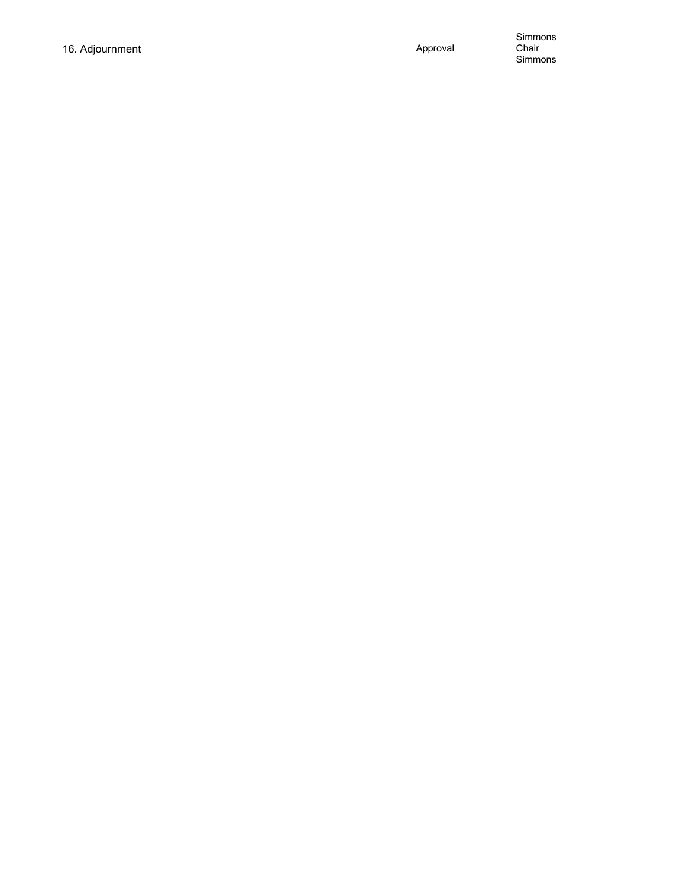| | | |
|---|---|---|
| 16. Adjournment | Approval | Simmons<br>Chair<br>Simmons |